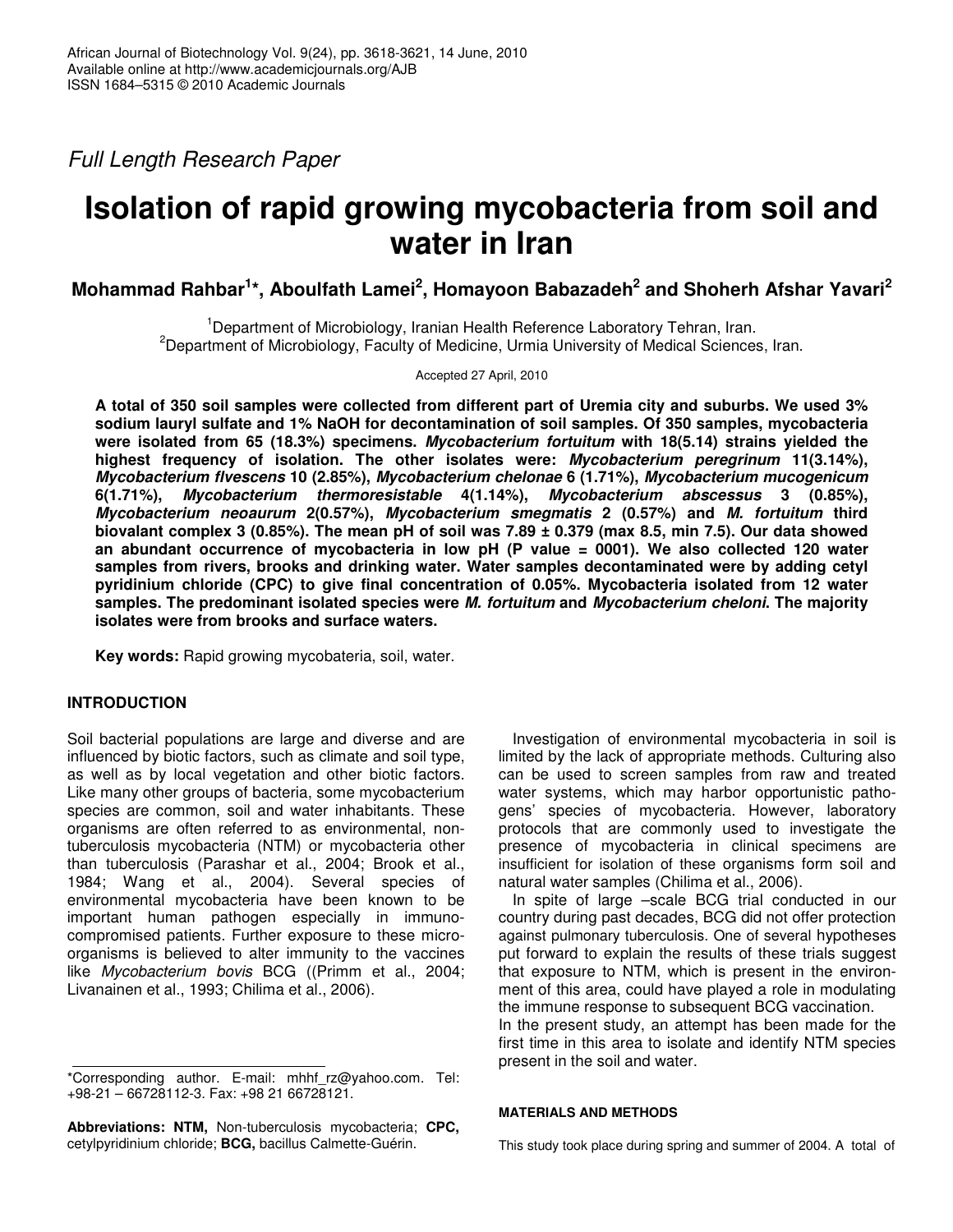*Full Length Research Paper*

# Isolation of rapid growing mycobacteria from soil and water in Iran

**Mohammad Rahbar[1]*, Aboulfath Lamei[2], Homayoon Babazadeh[2] and Shoherh Afshar Yavari[2]**

[1]Department of Microbiology, Iranian Health Reference Laboratory Tehran, Iran.
[2]Department of Microbiology, Faculty of Medicine, Urmia University of Medical Sciences, Iran.

Accepted 27 April, 2010

**A total of 350 soil samples were collected from different part of Uremia city and suburbs. We used 3% sodium lauryl sulfate and 1% NaOH for decontamination of soil samples. Of 350 samples, mycobacteria were isolated from 65 (18.3%) specimens. *Mycobacterium fortuitum* with 18(5.14) strains yielded the highest frequency of isolation. The other isolates were: *Mycobacterium peregrinum* 11(3.14%), *Mycobacterium flvescens* 10 (2.85%), *Mycobacterium chelonae* 6 (1.71%), *Mycobacterium mucogenicum* 6(1.71%), *Mycobacterium thermoresistable* 4(1.14%), *Mycobacterium abscessus* 3 (0.85%), *Mycobacterium neoaurum* 2(0.57%), *Mycobacterium smegmatis* 2 (0.57%) and *M. fortuitum* third biovalant complex 3 (0.85%). The mean pH of soil was 7.89 ± 0.379 (max 8.5, min 7.5). Our data showed an abundant occurrence of mycobacteria in low pH (P value = 0001). We also collected 120 water samples from rivers, brooks and drinking water. Water samples decontaminated were by adding cetyl pyridinium chloride (CPC) to give final concentration of 0.05%. Mycobacteria isolated from 12 water samples. The predominant isolated species were *M. fortuitum* and *Mycobacterium cheloni*. The majority isolates were from brooks and surface waters.**

**Key words:** Rapid growing mycobateria, soil, water.

## INTRODUCTION

Soil bacterial populations are large and diverse and are influenced by biotic factors, such as climate and soil type, as well as by local vegetation and other biotic factors. Like many other groups of bacteria, some mycobacterium species are common, soil and water inhabitants. These organisms are often referred to as environmental, non-tuberculosis mycobacteria (NTM) or mycobacteria other than tuberculosis (Parashar et al., 2004; Brook et al., 1984; Wang et al., 2004). Several species of environmental mycobacteria have been known to be important human pathogen especially in immuno-compromised patients. Further exposure to these micro-organisms is believed to alter immunity to the vaccines like *Mycobacterium bovis* BCG ((Primm et al., 2004; Livanainen et al., 1993; Chilima et al., 2006).

Investigation of environmental mycobacteria in soil is limited by the lack of appropriate methods. Culturing also can be used to screen samples from raw and treated water systems, which may harbor opportunistic pathogens' species of mycobacteria. However, laboratory protocols that are commonly used to investigate the presence of mycobacteria in clinical specimens are insufficient for isolation of these organisms form soil and natural water samples (Chilima et al., 2006).

In spite of large –scale BCG trial conducted in our country during past decades, BCG did not offer protection against pulmonary tuberculosis. One of several hypotheses put forward to explain the results of these trials suggest that exposure to NTM, which is present in the environment of this area, could have played a role in modulating the immune response to subsequent BCG vaccination.
In the present study, an attempt has been made for the first time in this area to isolate and identify NTM species present in the soil and water.

## MATERIALS AND METHODS

This study took place during spring and summer of 2004. A total of

*Corresponding author. E-mail: mhhf_rz@yahoo.com. Tel: +98-21 – 66728112-3. Fax: +98 21 66728121.

**Abbreviations: NTM,** Non-tuberculosis mycobacteria; **CPC,** cetylpyridinium chloride; **BCG,** bacillus Calmette-Guérin.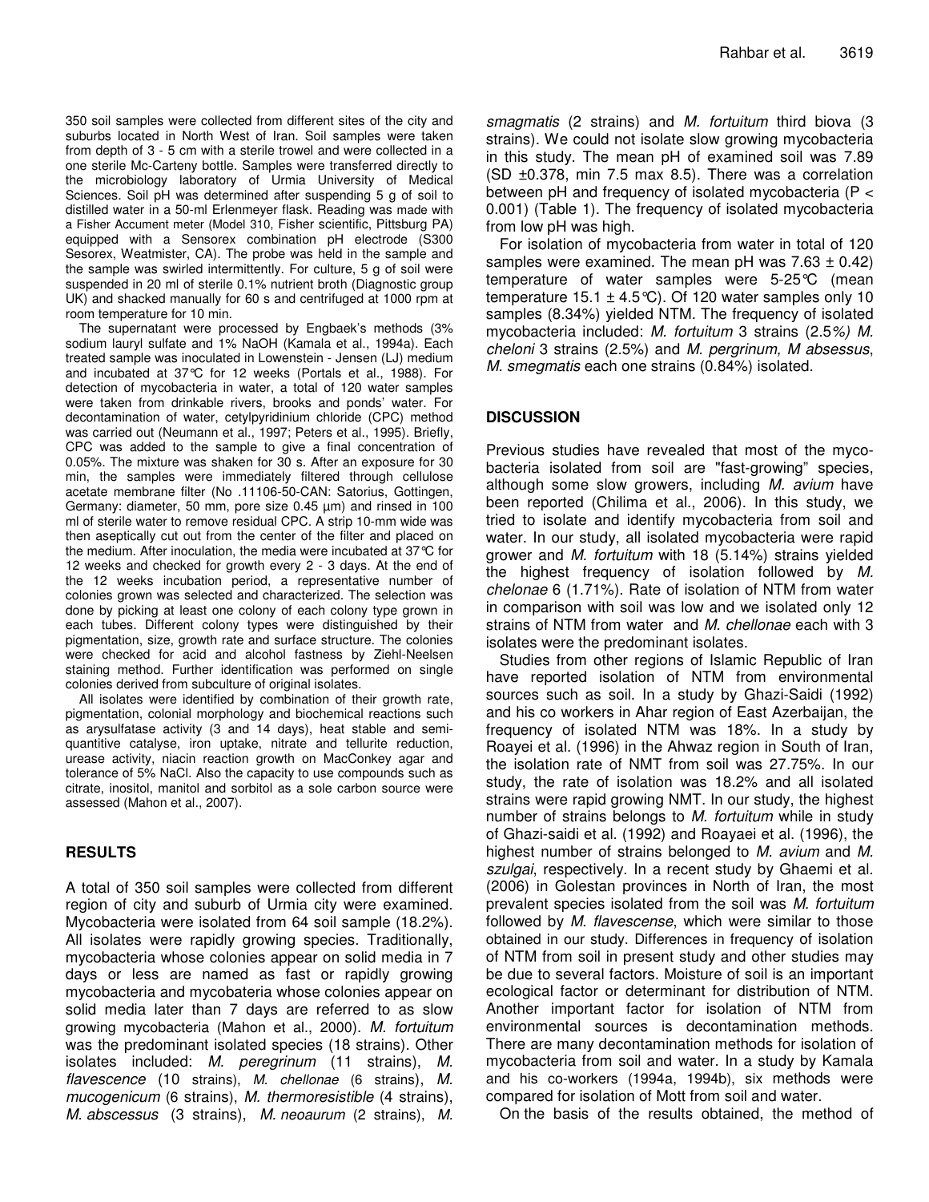350 soil samples were collected from different sites of the city and suburbs located in North West of Iran. Soil samples were taken from depth of 3 - 5 cm with a sterile trowel and were collected in a one sterile Mc-Carteny bottle. Samples were transferred directly to the microbiology laboratory of Urmia University of Medical Sciences. Soil pH was determined after suspending 5 g of soil to distilled water in a 50-ml Erlenmeyer flask. Reading was made with a Fisher Accument meter (Model 310, Fisher scientific, Pittsburg PA) equipped with a Sensorex combination pH electrode (S300 Sesorex, Weatmister, CA). The probe was held in the sample and the sample was swirled intermittently. For culture, 5 g of soil were suspended in 20 ml of sterile 0.1% nutrient broth (Diagnostic group UK) and shacked manually for 60 s and centrifuged at 1000 rpm at room temperature for 10 min.

The supernatant were processed by Engbaek's methods (3% sodium lauryl sulfate and 1% NaOH (Kamala et al., 1994a). Each treated sample was inoculated in Lowenstein - Jensen (LJ) medium and incubated at 37°C for 12 weeks (Portals et al., 1988). For detection of mycobacteria in water, a total of 120 water samples were taken from drinkable rivers, brooks and ponds' water. For decontamination of water, cetylpyridinium chloride (CPC) method was carried out (Neumann et al., 1997; Peters et al., 1995). Briefly, CPC was added to the sample to give a final concentration of 0.05%. The mixture was shaken for 30 s. After an exposure for 30 min, the samples were immediately filtered through cellulose acetate membrane filter (No .11106-50-CAN: Satorius, Gottingen, Germany: diameter, 50 mm, pore size 0.45 µm) and rinsed in 100 ml of sterile water to remove residual CPC. A strip 10-mm wide was then aseptically cut out from the center of the filter and placed on the medium. After inoculation, the media were incubated at 37°C for 12 weeks and checked for growth every 2 - 3 days. At the end of the 12 weeks incubation period, a representative number of colonies grown was selected and characterized. The selection was done by picking at least one colony of each colony type grown in each tubes. Different colony types were distinguished by their pigmentation, size, growth rate and surface structure. The colonies were checked for acid and alcohol fastness by Ziehl-Neelsen staining method. Further identification was performed on single colonies derived from subculture of original isolates.

All isolates were identified by combination of their growth rate, pigmentation, colonial morphology and biochemical reactions such as arysulfatase activity (3 and 14 days), heat stable and semi-quantitive catalyse, iron uptake, nitrate and tellurite reduction, urease activity, niacin reaction growth on MacConkey agar and tolerance of 5% NaCl. Also the capacity to use compounds such as citrate, inositol, manitol and sorbitol as a sole carbon source were assessed (Mahon et al., 2007).

## RESULTS

A total of 350 soil samples were collected from different region of city and suburb of Urmia city were examined. Mycobacteria were isolated from 64 soil sample (18.2%). All isolates were rapidly growing species. Traditionally, mycobacteria whose colonies appear on solid media in 7 days or less are named as fast or rapidly growing mycobacteria and mycobateria whose colonies appear on solid media later than 7 days are referred to as slow growing mycobacteria (Mahon et al., 2000). *M. fortuitum* was the predominant isolated species (18 strains). Other isolates included: *M. peregrinum* (11 strains), *M. flavescence* (10 strains), *M. chellonae* (6 strains), *M. mucogenicum* (6 strains), *M. thermoresistible* (4 strains), *M. abscessus* (3 strains), *M. neoaurum* (2 strains), *M. smagmatis* (2 strains) and *M. fortuitum* third biova (3 strains). We could not isolate slow growing mycobacteria in this study. The mean pH of examined soil was 7.89 (SD ±0.378, min 7.5 max 8.5). There was a correlation between pH and frequency of isolated mycobacteria ($P < 0.001$) (Table 1). The frequency of isolated mycobacteria from low pH was high.

For isolation of mycobacteria from water in total of 120 samples were examined. The mean pH was 7.63 ± 0.42) temperature of water samples were 5-25°C (mean temperature 15.1 ± 4.5°C). Of 120 water samples only 10 samples (8.34%) yielded NTM. The frequency of isolated mycobacteria included: *M. fortuitum* 3 strains (2.5%) *M. cheloni* 3 strains (2.5%) and *M. pergrinum, M absessus*, *M. smegmatis* each one strains (0.84%) isolated.

## DISCUSSION

Previous studies have revealed that most of the mycobacteria isolated from soil are "fast-growing" species, although some slow growers, including *M. avium* have been reported (Chilima et al., 2006). In this study, we tried to isolate and identify mycobacteria from soil and water. In our study, all isolated mycobacteria were rapid grower and *M. fortuitum* with 18 (5.14%) strains yielded the highest frequency of isolation followed by *M. chelonae* 6 (1.71%). Rate of isolation of NTM from water in comparison with soil was low and we isolated only 12 strains of NTM from water and *M. chellonae* each with 3 isolates were the predominant isolates.

Studies from other regions of Islamic Republic of Iran have reported isolation of NTM from environmental sources such as soil. In a study by Ghazi-Saidi (1992) and his co workers in Ahar region of East Azerbaijan, the frequency of isolated NTM was 18%. In a study by Roayei et al. (1996) in the Ahwaz region in South of Iran, the isolation rate of NMT from soil was 27.75%. In our study, the rate of isolation was 18.2% and all isolated strains were rapid growing NMT. In our study, the highest number of strains belongs to *M. fortuitum* while in study of Ghazi-saidi et al. (1992) and Roayaei et al. (1996), the highest number of strains belonged to *M. avium* and *M. szulgai*, respectively. In a recent study by Ghaemi et al. (2006) in Golestan provinces in North of Iran, the most prevalent species isolated from the soil was *M. fortuitum* followed by *M. flavescense*, which were similar to those obtained in our study. Differences in frequency of isolation of NTM from soil in present study and other studies may be due to several factors. Moisture of soil is an important ecological factor or determinant for distribution of NTM. Another important factor for isolation of NTM from environmental sources is decontamination methods. There are many decontamination methods for isolation of mycobacteria from soil and water. In a study by Kamala and his co-workers (1994a, 1994b), six methods were compared for isolation of Mott from soil and water.

On the basis of the results obtained, the method of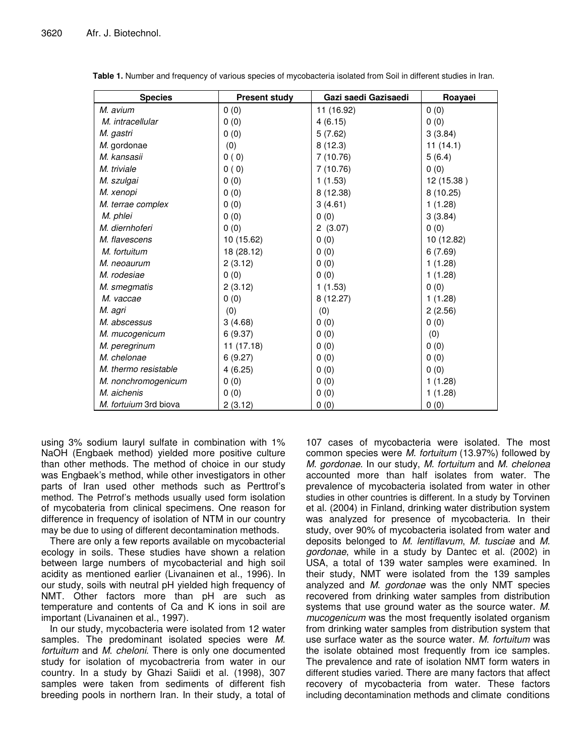**Table 1.** Number and frequency of various species of mycobacteria isolated from Soil in different studies in Iran.

| Species | Present study | Gazi saedi Gazisaedi | Roayaei |
|---|---|---|---|
| *M. avium* | 0 (0) | 11 (16.92) | 0 (0) |
| *M. intracellular* | 0 (0) | 4 (6.15) | 0 (0) |
| *M. gastri* | 0 (0) | 5 (7.62) | 3 (3.84) |
| *M.* gordonae | (0) | 8 (12.3) | 11 (14.1) |
| *M. kansasii* | 0 ( 0) | 7 (10.76) | 5 (6.4) |
| *M. triviale* | 0 ( 0) | 7 (10.76) | 0 (0) |
| *M. szulgai* | 0 (0) | 1 (1.53) | 12 (15.38 ) |
| *M. xenopi* | 0 (0) | 8 (12.38) | 8 (10.25) |
| *M. terrae complex* | 0 (0) | 3 (4.61) | 1 (1.28) |
| *M. phlei* | 0 (0) | 0 (0) | 3 (3.84) |
| *M. diernhoferi* | 0 (0) | 2 (3.07) | 0 (0) |
| *M. flavescens* | 10 (15.62) | 0 (0) | 10 (12.82) |
| *M. fortuitum* | 18 (28.12) | 0 (0) | 6 (7.69) |
| *M. neoaurum* | 2 (3.12) | 0 (0) | 1 (1.28) |
| *M. rodesiae* | 0 (0) | 0 (0) | 1 (1.28) |
| *M. smegmatis* | 2 (3.12) | 1 (1.53) | 0 (0) |
| *M. vaccae* | 0 (0) | 8 (12.27) | 1 (1.28) |
| *M. agri* | (0) | (0) | 2 (2.56) |
| *M. abscessus* | 3 (4.68) | 0 (0) | 0 (0) |
| *M. mucogenicum* | 6 (9.37) | 0 (0) | (0) |
| *M. peregrinum* | 11 (17.18) | 0 (0) | 0 (0) |
| *M. chelonae* | 6 (9.27) | 0 (0) | 0 (0) |
| *M. thermo resistable* | 4 (6.25) | 0 (0) | 0 (0) |
| *M. nonchromogenicum* | 0 (0) | 0 (0) | 1 (1.28) |
| *M. aichenis* | 0 (0) | 0 (0) | 1 (1.28) |
| *M. fortuium* 3rd biova | 2 (3.12) | 0 (0) | 0 (0) |

using 3% sodium lauryl sulfate in combination with 1% NaOH (Engbaek method) yielded more positive culture than other methods. The method of choice in our study was Engbaek's method, while other investigators in other parts of Iran used other methods such as Perttrof's method. The Petrrof's methods usually used form isolation of mycobateria from clinical specimens. One reason for difference in frequency of isolation of NTM in our country may be due to using of different decontamination methods.

There are only a few reports available on mycobacterial ecology in soils. These studies have shown a relation between large numbers of mycobacterial and high soil acidity as mentioned earlier (Livanainen et al., 1996). In our study, soils with neutral pH yielded high frequency of NMT. Other factors more than pH are such as temperature and contents of Ca and K ions in soil are important (Livanainen et al., 1997).

In our study, mycobacteria were isolated from 12 water samples. The predominant isolated species were *M. fortuitum* and *M. cheloni*. There is only one documented study for isolation of mycobactreria from water in our country. In a study by Ghazi Saiidi et al. (1998), 307 samples were taken from sediments of different fish breeding pools in northern Iran. In their study, a total of 107 cases of mycobacteria were isolated. The most common species were *M. fortuitum* (13.97%) followed by *M. gordonae*. In our study, *M. fortuitum* and *M. chelonea* accounted more than half isolates from water. The prevalence of mycobacteria isolated from water in other studies in other countries is different. In a study by Torvinen et al. (2004) in Finland, drinking water distribution system was analyzed for presence of mycobacteria. In their study, over 90% of mycobacteria isolated from water and deposits belonged to *M. lentiflavum*, *M. tusciae* and *M. gordonae*, while in a study by Dantec et al. (2002) in USA, a total of 139 water samples were examined. In their study, NMT were isolated from the 139 samples analyzed and *M. gordonae* was the only NMT species recovered from drinking water samples from distribution systems that use ground water as the source water. *M. mucogenicum* was the most frequently isolated organism from drinking water samples from distribution system that use surface water as the source water. *M. fortuitum* was the isolate obtained most frequently from ice samples. The prevalence and rate of isolation NMT form waters in different studies varied. There are many factors that affect recovery of mycobacteria from water. These factors including decontamination methods and climate conditions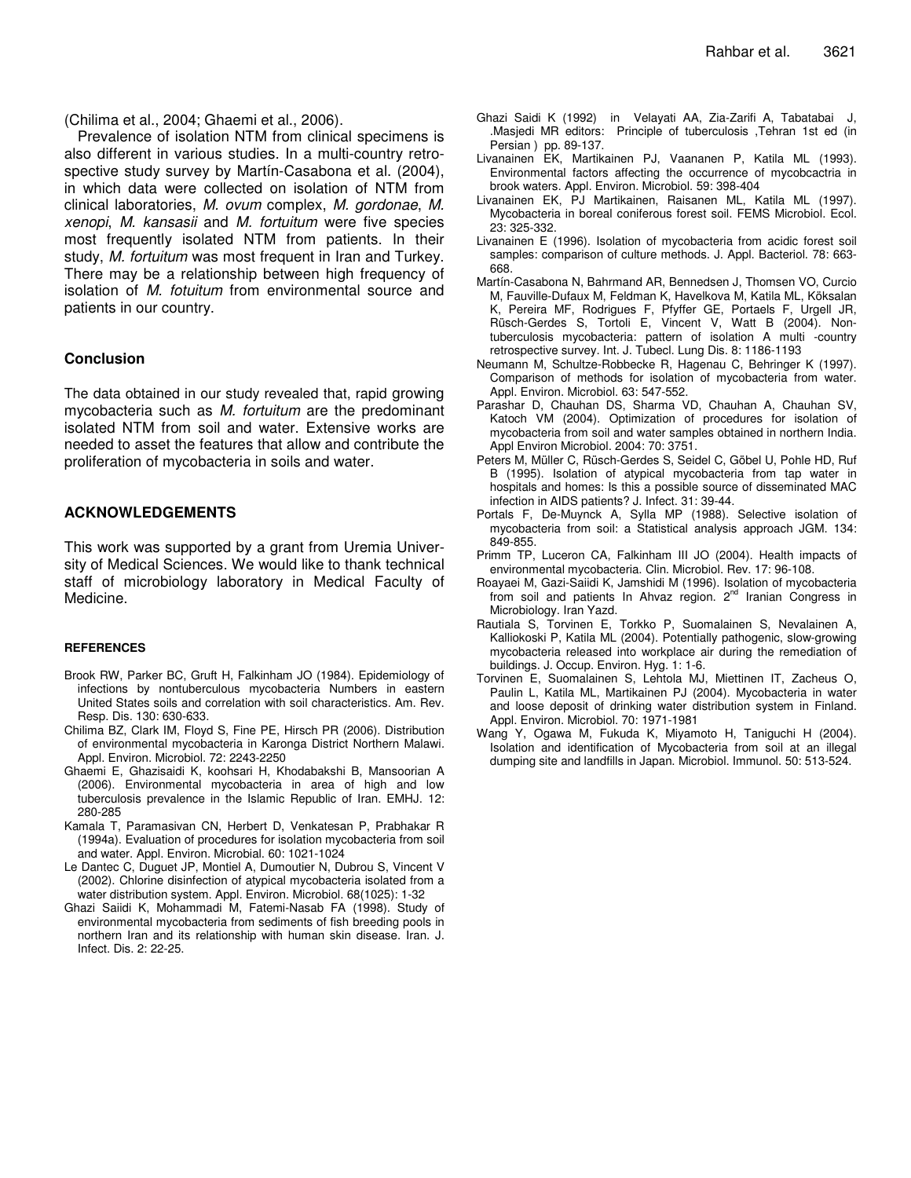(Chilima et al., 2004; Ghaemi et al., 2006).

Prevalence of isolation NTM from clinical specimens is also different in various studies. In a multi-country retrospective study survey by Martín-Casabona et al. (2004), in which data were collected on isolation of NTM from clinical laboratories, *M. ovum* complex, *M. gordonae*, *M. xenopi*, *M. kansasii* and *M. fortuitum* were five species most frequently isolated NTM from patients. In their study, *M. fortuitum* was most frequent in Iran and Turkey. There may be a relationship between high frequency of isolation of *M. fotuitum* from environmental source and patients in our country.

## Conclusion

The data obtained in our study revealed that, rapid growing mycobacteria such as *M. fortuitum* are the predominant isolated NTM from soil and water. Extensive works are needed to asset the features that allow and contribute the proliferation of mycobacteria in soils and water.

## ACKNOWLEDGEMENTS

This work was supported by a grant from Uremia University of Medical Sciences. We would like to thank technical staff of microbiology laboratory in Medical Faculty of Medicine.

## REFERENCES

Brook RW, Parker BC, Gruft H, Falkinham JO (1984). Epidemiology of infections by nontuberculous mycobacteria Numbers in eastern United States soils and correlation with soil characteristics. Am. Rev. Resp. Dis. 130: 630-633.

Chilima BZ, Clark IM, Floyd S, Fine PE, Hirsch PR (2006). Distribution of environmental mycobacteria in Karonga District Northern Malawi. Appl. Environ. Microbiol. 72: 2243-2250

Ghaemi E, Ghazisaidi K, koohsari H, Khodabakshi B, Mansoorian A (2006). Environmental mycobacteria in area of high and low tuberculosis prevalence in the Islamic Republic of Iran. EMHJ. 12: 280-285

Kamala T, Paramasivan CN, Herbert D, Venkatesan P, Prabhakar R (1994a). Evaluation of procedures for isolation mycobacteria from soil and water. Appl. Environ. Microbial. 60: 1021-1024

Le Dantec C, Duguet JP, Montiel A, Dumoutier N, Dubrou S, Vincent V (2002). Chlorine disinfection of atypical mycobacteria isolated from a water distribution system. Appl. Environ. Microbiol. 68(1025): 1-32

Ghazi Saiidi K, Mohammadi M, Fatemi-Nasab FA (1998). Study of environmental mycobacteria from sediments of fish breeding pools in northern Iran and its relationship with human skin disease. Iran. J. Infect. Dis. 2: 22-25.

Ghazi Saidi K (1992) in Velayati AA, Zia-Zarifi A, Tabatabai J, .Masjedi MR editors: Principle of tuberculosis ,Tehran 1st ed (in Persian ) pp. 89-137.

Livanainen EK, Martikainen PJ, Vaananen P, Katila ML (1993). Environmental factors affecting the occurrence of mycobcactria in brook waters. Appl. Environ. Microbiol. 59: 398-404

Livanainen EK, PJ Martikainen, Raisanen ML, Katila ML (1997). Mycobacteria in boreal coniferous forest soil. FEMS Microbiol. Ecol. 23: 325-332.

Livanainen E (1996). Isolation of mycobacteria from acidic forest soil samples: comparison of culture methods. J. Appl. Bacteriol. 78: 663-668.

Martín-Casabona N, Bahrmand AR, Bennedsen J, Thomsen VO, Curcio M, Fauville-Dufaux M, Feldman K, Havelkova M, Katila ML, Köksalan K, Pereira MF, Rodrigues F, Pfyffer GE, Portaels F, Urgell JR, Rüsch-Gerdes S, Tortoli E, Vincent V, Watt B (2004). Non-tuberculosis mycobacteria: pattern of isolation A multi -country retrospective survey. Int. J. Tubecl. Lung Dis. 8: 1186-1193

Neumann M, Schultze-Robbecke R, Hagenau C, Behringer K (1997). Comparison of methods for isolation of mycobacteria from water. Appl. Environ. Microbiol. 63: 547-552.

Parashar D, Chauhan DS, Sharma VD, Chauhan A, Chauhan SV, Katoch VM (2004). Optimization of procedures for isolation of mycobacteria from soil and water samples obtained in northern India. Appl Environ Microbiol. 2004: 70: 3751.

Peters M, Müller C, Rüsch-Gerdes S, Seidel C, Göbel U, Pohle HD, Ruf B (1995). Isolation of atypical mycobacteria from tap water in hospitals and homes: Is this a possible source of disseminated MAC infection in AIDS patients? J. Infect. 31: 39-44.

Portals F, De-Muynck A, Sylla MP (1988). Selective isolation of mycobacteria from soil: a Statistical analysis approach JGM. 134: 849-855.

Primm TP, Luceron CA, Falkinham III JO (2004). Health impacts of environmental mycobacteria. Clin. Microbiol. Rev. 17: 96-108.

Roayaei M, Gazi-Saiidi K, Jamshidi M (1996). Isolation of mycobacteria from soil and patients In Ahvaz region. 2nd Iranian Congress in Microbiology. Iran Yazd.

Rautiala S, Torvinen E, Torkko P, Suomalainen S, Nevalainen A, Kalliokoski P, Katila ML (2004). Potentially pathogenic, slow-growing mycobacteria released into workplace air during the remediation of buildings. J. Occup. Environ. Hyg. 1: 1-6.

Torvinen E, Suomalainen S, Lehtola MJ, Miettinen IT, Zacheus O, Paulin L, Katila ML, Martikainen PJ (2004). Mycobacteria in water and loose deposit of drinking water distribution system in Finland. Appl. Environ. Microbiol. 70: 1971-1981

Wang Y, Ogawa M, Fukuda K, Miyamoto H, Taniguchi H (2004). Isolation and identification of Mycobacteria from soil at an illegal dumping site and landfills in Japan. Microbiol. Immunol. 50: 513-524.